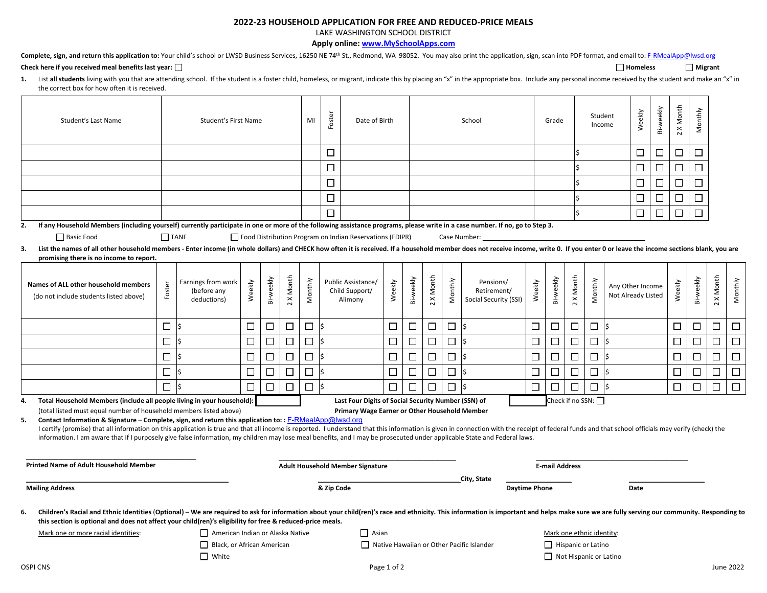# 2022-23 HOUSEHOLD APPLICATION FOR FREE AND REDUCED-PRICE MEALS

LAKE WASHINGTON SCHOOL DISTRICT

**Apply online: www.MySchoolApps.com**

**Complete, sign, and return this application to:** Your child's school or LWSD Business Services, 16250 NE 74th St., Redmond, WA 98052. You may also print the application, sign, scan into PDF format, and email to: F-RMealApp@lwsd.org

**Check here if you received meal benefits last year:** ☐ ☐ **Homeless** ☐ **Migrant**

**1.** List **all students** living with you that are attending school. If the student is a foster child, homeless, or migrant, indicate this by placing an "x" in the appropriate box. Include any personal income received by the student and make an "x" in the correct box for how often it is received.

| Student's Last Name | Student's First Name | MI | Foster | Date of Birth | School | Grade | Student Income | Weekly | Bi-weekly | 2 X Month | Monthly |
|---|---|---|---|---|---|---|---|---|---|---|---|
| | | | ☐ | | | | $ | ☐ | ☐ | ☐ | ☐ |
| | | | ☐ | | | | $ | ☐ | ☐ | ☐ | ☐ |
| | | | ☐ | | | | $ | ☐ | ☐ | ☐ | ☐ |
| | | | ☐ | | | | $ | ☐ | ☐ | ☐ | ☐ |
| | | | ☐ | | | | $ | ☐ | ☐ | ☐ | ☐ |

**2. If any Household Members (including yourself) currently participate in one or more of the following assistance programs, please write in a case number. If no, go to Step 3.**

☐ Basic Food ☐ TANF ☐ Food Distribution Program on Indian Reservations (FDIPR) Case Number: ____________________

**3. List the names of all other household members - Enter income (in whole dollars) and CHECK how often it is received. If a household member does not receive income, write 0. If you enter 0 or leave the income sections blank, you are promising there is no income to report.**

| Names of ALL other household members (do not include students listed above) | Foster | Earnings from work (before any deductions) | Weekly | Bi-weekly | 2 X Month | Monthly | Public Assistance/ Child Support/ Alimony | Weekly | Bi-weekly | 2 X Month | Monthly | Pensions/ Retirement/ Social Security (SSI) | Weekly | Bi-weekly | 2 X Month | Monthly | Any Other Income Not Already Listed | Weekly | Bi-weekly | 2 X Month | Monthly |
|---|---|---|---|---|---|---|---|---|---|---|---|---|---|---|---|---|---|---|---|---|---|
| | ☐ | $ | ☐ | ☐ | ☐ | ☐ | $ | ☐ | ☐ | ☐ | ☐ | $ | ☐ | ☐ | ☐ | ☐ | $ | ☐ | ☐ | ☐ | ☐ |
| | ☐ | $ | ☐ | ☐ | ☐ | ☐ | $ | ☐ | ☐ | ☐ | ☐ | $ | ☐ | ☐ | ☐ | ☐ | $ | ☐ | ☐ | ☐ | ☐ |
| | ☐ | $ | ☐ | ☐ | ☐ | ☐ | $ | ☐ | ☐ | ☐ | ☐ | $ | ☐ | ☐ | ☐ | ☐ | $ | ☐ | ☐ | ☐ | ☐ |
| | ☐ | $ | ☐ | ☐ | ☐ | ☐ | $ | ☐ | ☐ | ☐ | ☐ | $ | ☐ | ☐ | ☐ | ☐ | $ | ☐ | ☐ | ☐ | ☐ |
| | ☐ | $ | ☐ | ☐ | ☐ | ☐ | $ | ☐ | ☐ | ☐ | ☐ | $ | ☐ | ☐ | ☐ | ☐ | $ | ☐ | ☐ | ☐ | ☐ |

**4. Total Household Members (include all people living in your household):** ______ **Last Four Digits of Social Security Number (SSN) of Primary Wage Earner or Other Household Member** ______ Check if no SSN: ☐

(total listed must equal number of household members listed above)

**5. Contact Information & Signature – Complete, sign, and return this application to: :** F-RMealApp@lwsd.org

I certify (promise) that all information on this application is true and that all income is reported. I understand that this information is given in connection with the receipt of federal funds and that school officials may verify (check) the information. I am aware that if I purposely give false information, my children may lose meal benefits, and I may be prosecuted under applicable State and Federal laws.

______________________ ______________________ ______________________

**Printed Name of Adult Household Member** **Adult Household Member Signature** **E-mail Address**

______________________ ______________________ **City, State** ______________________ ______________________

**Mailing Address** **& Zip Code** **Daytime Phone** **Date**

**6. Children's Racial and Ethnic Identities** (**Optional) – We are required to ask for information about your child(ren)'s race and ethnicity. This information is important and helps make sure we are fully serving our community. Responding to this section is optional and does not affect your child(ren)'s eligibility for free & reduced-price meals.**

Mark one or more racial identities:
- ☐ American Indian or Alaska Native
- ☐ Asian
- ☐ Black, or African American
- ☐ Native Hawaiian or Other Pacific Islander
- ☐ White

Mark one ethnic identity:
- ☐ Hispanic or Latino
- ☐ Not Hispanic or Latino

OSPI CNS June 2022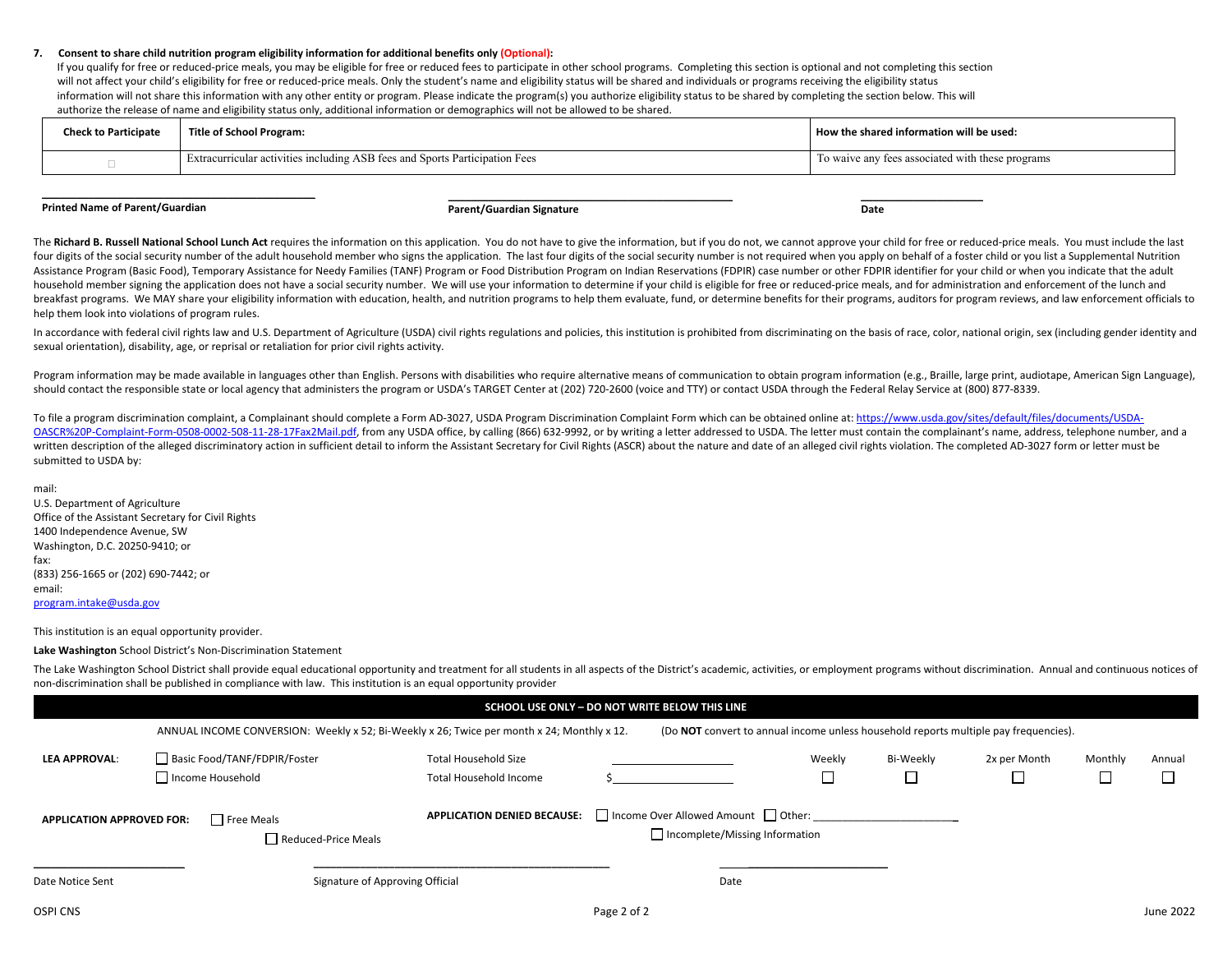**7. Consent to share child nutrition program eligibility information for additional benefits only (Optional):**

If you qualify for free or reduced-price meals, you may be eligible for free or reduced fees to participate in other school programs. Completing this section is optional and not completing this section will not affect your child's eligibility for free or reduced-price meals. Only the student's name and eligibility status will be shared and individuals or programs receiving the eligibility status information will not share this information with any other entity or program. Please indicate the program(s) you authorize eligibility status to be shared by completing the section below. This will authorize the release of name and eligibility status only, additional information or demographics will not be allowed to be shared.

| Check to Participate | Title of School Program: | How the shared information will be used: |
|---|---|---|
| ☐ | Extracurricular activities including ASB fees and Sports Participation Fees | To waive any fees associated with these programs |

**Printed Name of Parent/Guardian** ______________________ **Parent/Guardian Signature** ______________________ **Date** ____________

The **Richard B. Russell National School Lunch Act** requires the information on this application. You do not have to give the information, but if you do not, we cannot approve your child for free or reduced-price meals. You must include the last four digits of the social security number of the adult household member who signs the application. The last four digits of the social security number is not required when you apply on behalf of a foster child or you list a Supplemental Nutrition Assistance Program (Basic Food), Temporary Assistance for Needy Families (TANF) Program or Food Distribution Program on Indian Reservations (FDPIR) case number or other FDPIR identifier for your child or when you indicate that the adult household member signing the application does not have a social security number. We will use your information to determine if your child is eligible for free or reduced-price meals, and for administration and enforcement of the lunch and breakfast programs. We MAY share your eligibility information with education, health, and nutrition programs to help them evaluate, fund, or determine benefits for their programs, auditors for program reviews, and law enforcement officials to help them look into violations of program rules.

In accordance with federal civil rights law and U.S. Department of Agriculture (USDA) civil rights regulations and policies, this institution is prohibited from discriminating on the basis of race, color, national origin, sex (including gender identity and sexual orientation), disability, age, or reprisal or retaliation for prior civil rights activity.

Program information may be made available in languages other than English. Persons with disabilities who require alternative means of communication to obtain program information (e.g., Braille, large print, audiotape, American Sign Language), should contact the responsible state or local agency that administers the program or USDA's TARGET Center at (202) 720-2600 (voice and TTY) or contact USDA through the Federal Relay Service at (800) 877-8339.

To file a program discrimination complaint, a Complainant should complete a Form AD-3027, USDA Program Discrimination Complaint Form which can be obtained online at: https://www.usda.gov/sites/default/files/documents/USDA-OASCR%20P-Complaint-Form-0508-0002-508-11-28-17Fax2Mail.pdf, from any USDA office, by calling (866) 632-9992, or by writing a letter addressed to USDA. The letter must contain the complainant's name, address, telephone number, and a written description of the alleged discriminatory action in sufficient detail to inform the Assistant Secretary for Civil Rights (ASCR) about the nature and date of an alleged civil rights violation. The completed AD-3027 form or letter must be submitted to USDA by:

mail:
U.S. Department of Agriculture
Office of the Assistant Secretary for Civil Rights
1400 Independence Avenue, SW
Washington, D.C. 20250-9410; or
fax:
(833) 256-1665 or (202) 690-7442; or
email:
program.intake@usda.gov

This institution is an equal opportunity provider.

**Lake Washington** School District's Non-Discrimination Statement

The Lake Washington School District shall provide equal educational opportunity and treatment for all students in all aspects of the District's academic, activities, or employment programs without discrimination. Annual and continuous notices of non-discrimination shall be published in compliance with law. This institution is an equal opportunity provider

**SCHOOL USE ONLY – DO NOT WRITE BELOW THIS LINE**

ANNUAL INCOME CONVERSION: Weekly x 52; Bi-Weekly x 26; Twice per month x 24; Monthly x 12. (Do **NOT** convert to annual income unless household reports multiple pay frequencies).

| | | | | Weekly | Bi-Weekly | 2x per Month | Monthly | Annual |
|---|---|---|---|---|---|---|---|---|
| **LEA APPROVAL**: | ☐ Basic Food/TANF/FDPIR/Foster | Total Household Size | ____________ | | | | | |
| | ☐ Income Household | Total Household Income | $____________ | ☐ | ☐ | ☐ | ☐ | ☐ |

**APPLICATION APPROVED FOR:** ☐ Free Meals ☐ Reduced-Price Meals

**APPLICATION DENIED BECAUSE:** ☐ Income Over Allowed Amount ☐ Other: ____________ ☐ Incomplete/Missing Information

Date Notice Sent ____________ Signature of Approving Official ____________ Date ____________

OSPI CNS

June 2022